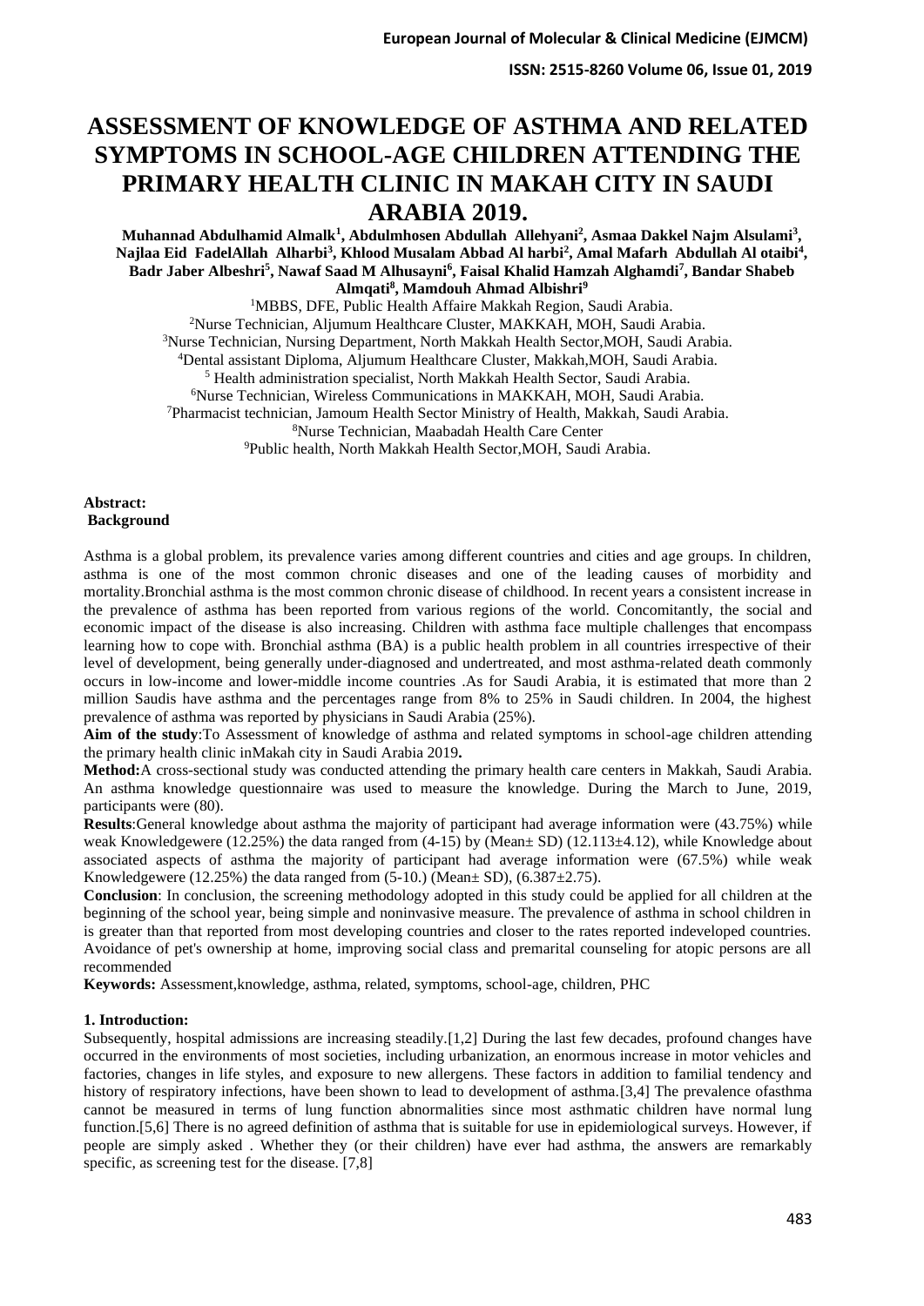# ASSESSMENT OF KNOWLEDGE OF ASTHMA AND RELATED SYMPTOMS IN SCHOOL-AGE CHILDREN ATTENDING THE PRIMARY HEALTH CLINIC IN MAKAH CITY IN SAUDI ARABIA 2019.

**Muhannad Abdulhamid Almalk[1], Abdulmhosen Abdullah Allehyani[2], Asmaa Dakkel Najm Alsulami[3], Najlaa Eid FadelAllah Alharbi[3], Khlood Musalam Abbad Al harbi[2], Amal Mafarh Abdullah Al otaibi[4], Badr Jaber Albeshri[5], Nawaf Saad M Alhusayni[6], Faisal Khalid Hamzah Alghamdi[7], Bandar Shabeb Almqati[8], Mamdouh Ahmad Albishri[9]**

[1]MBBS, DFE, Public Health Affaire Makkah Region, Saudi Arabia.
[2]Nurse Technician, Aljumum Healthcare Cluster, MAKKAH, MOH, Saudi Arabia.
[3]Nurse Technician, Nursing Department, North Makkah Health Sector,MOH, Saudi Arabia.
[4]Dental assistant Diploma, Aljumum Healthcare Cluster, Makkah,MOH, Saudi Arabia.
[5] Health administration specialist, North Makkah Health Sector, Saudi Arabia.
[6]Nurse Technician, Wireless Communications in MAKKAH, MOH, Saudi Arabia.
[7]Pharmacist technician, Jamoum Health Sector Ministry of Health, Makkah, Saudi Arabia.
[8]Nurse Technician, Maabadah Health Care Center
[9]Public health, North Makkah Health Sector,MOH, Saudi Arabia.

**Abstract:**
**Background**

Asthma is a global problem, its prevalence varies among different countries and cities and age groups. In children, asthma is one of the most common chronic diseases and one of the leading causes of morbidity and mortality.Bronchial asthma is the most common chronic disease of childhood. In recent years a consistent increase in the prevalence of asthma has been reported from various regions of the world. Concomitantly, the social and economic impact of the disease is also increasing. Children with asthma face multiple challenges that encompass learning how to cope with. Bronchial asthma (BA) is a public health problem in all countries irrespective of their level of development, being generally under-diagnosed and undertreated, and most asthma-related death commonly occurs in low-income and lower-middle income countries .As for Saudi Arabia, it is estimated that more than 2 million Saudis have asthma and the percentages range from 8% to 25% in Saudi children. In 2004, the highest prevalence of asthma was reported by physicians in Saudi Arabia (25%).

**Aim of the study**:To Assessment of knowledge of asthma and related symptoms in school-age children attending the primary health clinic inMakah city in Saudi Arabia 2019**.**

**Method:**A cross-sectional study was conducted attending the primary health care centers in Makkah, Saudi Arabia. An asthma knowledge questionnaire was used to measure the knowledge. During the March to June, 2019, participants were (80).

**Results**:General knowledge about asthma the majority of participant had average information were (43.75%) while weak Knowledgewere (12.25%) the data ranged from (4-15) by (Mean± SD) (12.113±4.12), while Knowledge about associated aspects of asthma the majority of participant had average information were (67.5%) while weak Knowledgewere (12.25%) the data ranged from (5-10.) (Mean± SD), (6.387±2.75).

**Conclusion**: In conclusion, the screening methodology adopted in this study could be applied for all children at the beginning of the school year, being simple and noninvasive measure. The prevalence of asthma in school children in is greater than that reported from most developing countries and closer to the rates reported indeveloped countries. Avoidance of pet's ownership at home, improving social class and premarital counseling for atopic persons are all recommended

**Keywords:** Assessment,knowledge, asthma, related, symptoms, school-age, children, PHC

**1. Introduction:**

Subsequently, hospital admissions are increasing steadily.[1,2] During the last few decades, profound changes have occurred in the environments of most societies, including urbanization, an enormous increase in motor vehicles and factories, changes in life styles, and exposure to new allergens. These factors in addition to familial tendency and history of respiratory infections, have been shown to lead to development of asthma.[3,4] The prevalence ofasthma cannot be measured in terms of lung function abnormalities since most asthmatic children have normal lung function.[5,6] There is no agreed definition of asthma that is suitable for use in epidemiological surveys. However, if people are simply asked . Whether they (or their children) have ever had asthma, the answers are remarkably specific, as screening test for the disease. [7,8]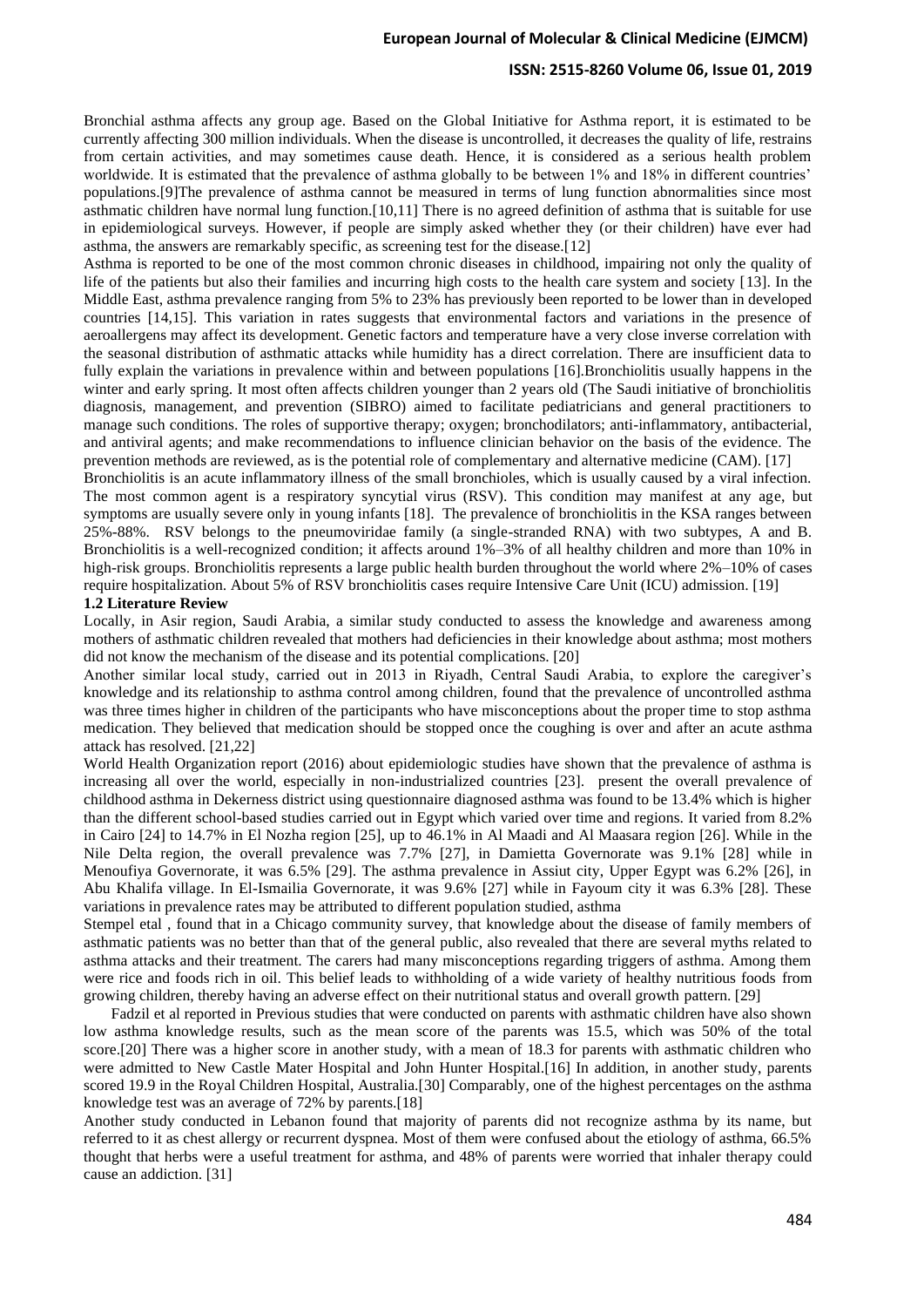Bronchial asthma affects any group age. Based on the Global Initiative for Asthma report, it is estimated to be currently affecting 300 million individuals. When the disease is uncontrolled, it decreases the quality of life, restrains from certain activities, and may sometimes cause death. Hence, it is considered as a serious health problem worldwide. It is estimated that the prevalence of asthma globally to be between 1% and 18% in different countries' populations.[9]The prevalence of asthma cannot be measured in terms of lung function abnormalities since most asthmatic children have normal lung function.[10,11] There is no agreed definition of asthma that is suitable for use in epidemiological surveys. However, if people are simply asked whether they (or their children) have ever had asthma, the answers are remarkably specific, as screening test for the disease.[12]

Asthma is reported to be one of the most common chronic diseases in childhood, impairing not only the quality of life of the patients but also their families and incurring high costs to the health care system and society [13]. In the Middle East, asthma prevalence ranging from 5% to 23% has previously been reported to be lower than in developed countries [14,15]. This variation in rates suggests that environmental factors and variations in the presence of aeroallergens may affect its development. Genetic factors and temperature have a very close inverse correlation with the seasonal distribution of asthmatic attacks while humidity has a direct correlation. There are insufficient data to fully explain the variations in prevalence within and between populations [16].Bronchiolitis usually happens in the winter and early spring. It most often affects children younger than 2 years old (The Saudi initiative of bronchiolitis diagnosis, management, and prevention (SIBRO) aimed to facilitate pediatricians and general practitioners to manage such conditions. The roles of supportive therapy; oxygen; bronchodilators; anti-inflammatory, antibacterial, and antiviral agents; and make recommendations to influence clinician behavior on the basis of the evidence. The prevention methods are reviewed, as is the potential role of complementary and alternative medicine (CAM). [17]

Bronchiolitis is an acute inflammatory illness of the small bronchioles, which is usually caused by a viral infection. The most common agent is a respiratory syncytial virus (RSV). This condition may manifest at any age, but symptoms are usually severe only in young infants [18]. The prevalence of bronchiolitis in the KSA ranges between 25%-88%. RSV belongs to the pneumoviridae family (a single-stranded RNA) with two subtypes, A and B. Bronchiolitis is a well-recognized condition; it affects around 1%–3% of all healthy children and more than 10% in high-risk groups. Bronchiolitis represents a large public health burden throughout the world where 2%–10% of cases require hospitalization. About 5% of RSV bronchiolitis cases require Intensive Care Unit (ICU) admission. [19]

### 1.2 Literature Review

Locally, in Asir region, Saudi Arabia, a similar study conducted to assess the knowledge and awareness among mothers of asthmatic children revealed that mothers had deficiencies in their knowledge about asthma; most mothers did not know the mechanism of the disease and its potential complications. [20]

Another similar local study, carried out in 2013 in Riyadh, Central Saudi Arabia, to explore the caregiver's knowledge and its relationship to asthma control among children, found that the prevalence of uncontrolled asthma was three times higher in children of the participants who have misconceptions about the proper time to stop asthma medication. They believed that medication should be stopped once the coughing is over and after an acute asthma attack has resolved. [21,22]

World Health Organization report (2016) about epidemiologic studies have shown that the prevalence of asthma is increasing all over the world, especially in non-industrialized countries [23]. present the overall prevalence of childhood asthma in Dekerness district using questionnaire diagnosed asthma was found to be 13.4% which is higher than the different school-based studies carried out in Egypt which varied over time and regions. It varied from 8.2% in Cairo [24] to 14.7% in El Nozha region [25], up to 46.1% in Al Maadi and Al Maasara region [26]. While in the Nile Delta region, the overall prevalence was 7.7% [27], in Damietta Governorate was 9.1% [28] while in Menoufiya Governorate, it was 6.5% [29]. The asthma prevalence in Assiut city, Upper Egypt was 6.2% [26], in Abu Khalifa village. In El-Ismailia Governorate, it was 9.6% [27] while in Fayoum city it was 6.3% [28]. These variations in prevalence rates may be attributed to different population studied, asthma

Stempel etal , found that in a Chicago community survey, that knowledge about the disease of family members of asthmatic patients was no better than that of the general public, also revealed that there are several myths related to asthma attacks and their treatment. The carers had many misconceptions regarding triggers of asthma. Among them were rice and foods rich in oil. This belief leads to withholding of a wide variety of healthy nutritious foods from growing children, thereby having an adverse effect on their nutritional status and overall growth pattern. [29]

Fadzil et al reported in Previous studies that were conducted on parents with asthmatic children have also shown low asthma knowledge results, such as the mean score of the parents was 15.5, which was 50% of the total score.[20] There was a higher score in another study, with a mean of 18.3 for parents with asthmatic children who were admitted to New Castle Mater Hospital and John Hunter Hospital.[16] In addition, in another study, parents scored 19.9 in the Royal Children Hospital, Australia.[30] Comparably, one of the highest percentages on the asthma knowledge test was an average of 72% by parents.[18]

Another study conducted in Lebanon found that majority of parents did not recognize asthma by its name, but referred to it as chest allergy or recurrent dyspnea. Most of them were confused about the etiology of asthma, 66.5% thought that herbs were a useful treatment for asthma, and 48% of parents were worried that inhaler therapy could cause an addiction. [31]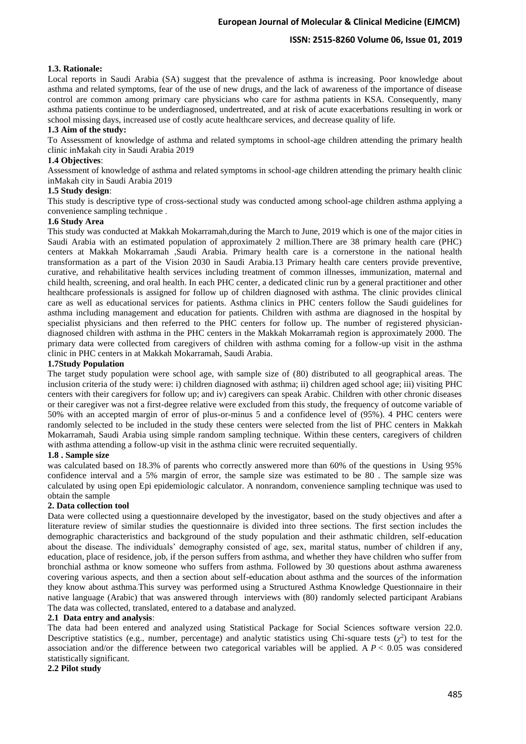**1.3. Rationale:**

Local reports in Saudi Arabia (SA) suggest that the prevalence of asthma is increasing. Poor knowledge about asthma and related symptoms, fear of the use of new drugs, and the lack of awareness of the importance of disease control are common among primary care physicians who care for asthma patients in KSA. Consequently, many asthma patients continue to be underdiagnosed, undertreated, and at risk of acute exacerbations resulting in work or school missing days, increased use of costly acute healthcare services, and decrease quality of life.

**1.3 Aim of the study:**

To Assessment of knowledge of asthma and related symptoms in school-age children attending the primary health clinic inMakah city in Saudi Arabia 2019

**1.4 Objectives**:

Assessment of knowledge of asthma and related symptoms in school-age children attending the primary health clinic inMakah city in Saudi Arabia 2019

**1.5 Study design**:

This study is descriptive type of cross-sectional study was conducted among school-age children asthma applying a convenience sampling technique .

**1.6 Study Area**

This study was conducted at Makkah Mokarramah,during the March to June, 2019 which is one of the major cities in Saudi Arabia with an estimated population of approximately 2 million.There are 38 primary health care (PHC) centers at Makkah Mokarramah ,Saudi Arabia. Primary health care is a cornerstone in the national health transformation as a part of the Vision 2030 in Saudi Arabia.13 Primary health care centers provide preventive, curative, and rehabilitative health services including treatment of common illnesses, immunization, maternal and child health, screening, and oral health. In each PHC center, a dedicated clinic run by a general practitioner and other healthcare professionals is assigned for follow up of children diagnosed with asthma. The clinic provides clinical care as well as educational services for patients. Asthma clinics in PHC centers follow the Saudi guidelines for asthma including management and education for patients. Children with asthma are diagnosed in the hospital by specialist physicians and then referred to the PHC centers for follow up. The number of registered physician-diagnosed children with asthma in the PHC centers in the Makkah Mokarramah region is approximately 2000. The primary data were collected from caregivers of children with asthma coming for a follow-up visit in the asthma clinic in PHC centers in at Makkah Mokarramah, Saudi Arabia.

**1.7Study Population**

The target study population were school age, with sample size of (80) distributed to all geographical areas. The inclusion criteria of the study were: i) children diagnosed with asthma; ii) children aged school age; iii) visiting PHC centers with their caregivers for follow up; and iv) caregivers can speak Arabic. Children with other chronic diseases or their caregiver was not a first-degree relative were excluded from this study, the frequency of outcome variable of 50% with an accepted margin of error of plus-or-minus 5 and a confidence level of (95%). 4 PHC centers were randomly selected to be included in the study these centers were selected from the list of PHC centers in Makkah Mokarramah, Saudi Arabia using simple random sampling technique. Within these centers, caregivers of children with asthma attending a follow-up visit in the asthma clinic were recruited sequentially.

**1.8 . Sample size**

was calculated based on 18.3% of parents who correctly answered more than 60% of the questions in Using 95% confidence interval and a 5% margin of error, the sample size was estimated to be 80 . The sample size was calculated by using open Epi epidemiologic calculator. A nonrandom, convenience sampling technique was used to obtain the sample

**2. Data collection tool**

Data were collected using a questionnaire developed by the investigator, based on the study objectives and after a literature review of similar studies the questionnaire is divided into three sections. The first section includes the demographic characteristics and background of the study population and their asthmatic children, self-education about the disease. The individuals' demography consisted of age, sex, marital status, number of children if any, education, place of residence, job, if the person suffers from asthma, and whether they have children who suffer from bronchial asthma or know someone who suffers from asthma. Followed by 30 questions about asthma awareness covering various aspects, and then a section about self-education about asthma and the sources of the information they know about asthma.This survey was performed using a Structured Asthma Knowledge Questionnaire in their native language (Arabic) that was answered through interviews with (80) randomly selected participant Arabians The data was collected, translated, entered to a database and analyzed.

**2.1 Data entry and analysis**:

The data had been entered and analyzed using Statistical Package for Social Sciences software version 22.0. Descriptive statistics (e.g., number, percentage) and analytic statistics using Chi-square tests ($\chi^2$) to test for the association and/or the difference between two categorical variables will be applied. A $P < 0.05$ was considered statistically significant.

**2.2 Pilot study**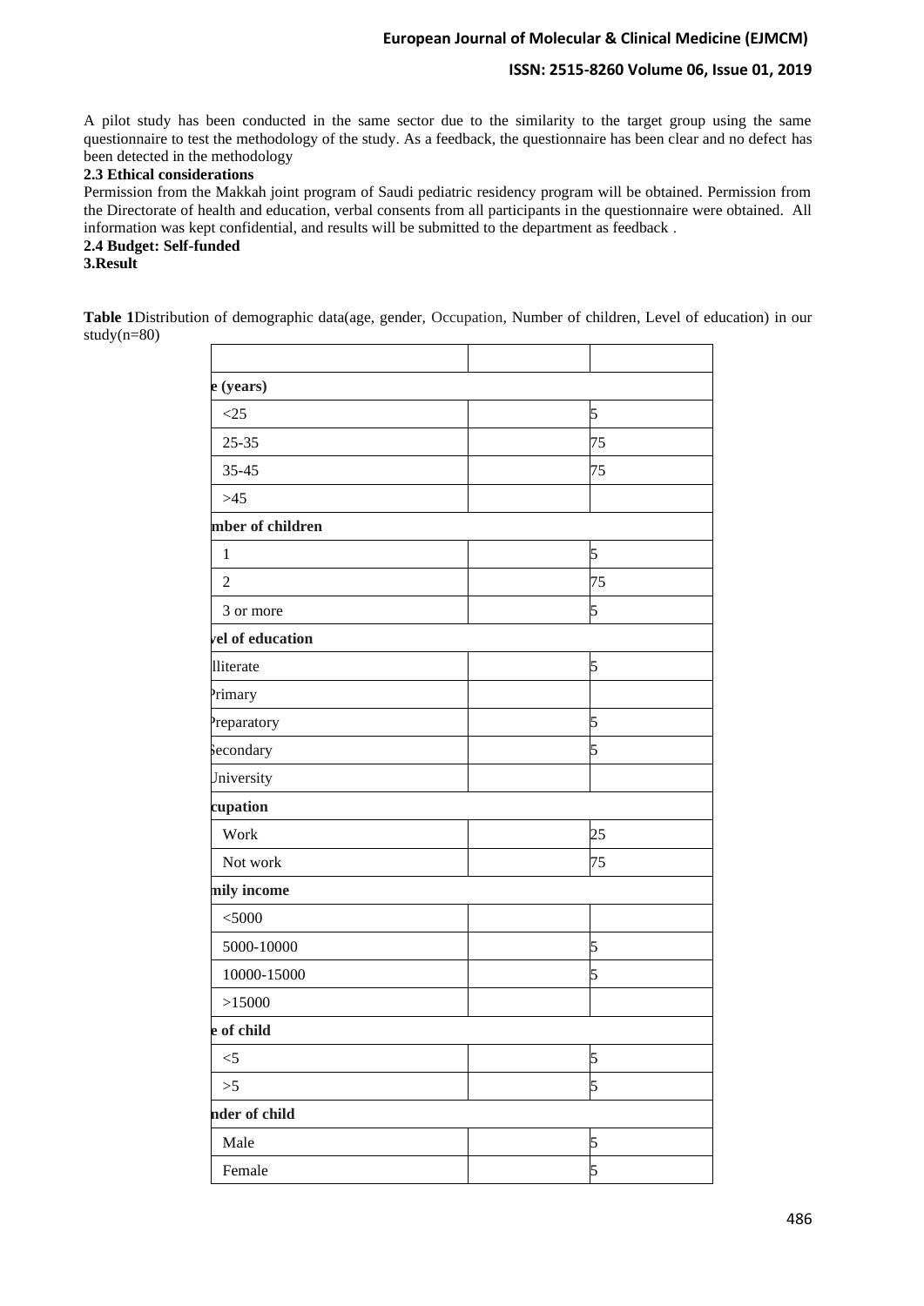A pilot study has been conducted in the same sector due to the similarity to the target group using the same questionnaire to test the methodology of the study. As a feedback, the questionnaire has been clear and no defect has been detected in the methodology

**2.3 Ethical considerations**

Permission from the Makkah joint program of Saudi pediatric residency program will be obtained. Permission from the Directorate of health and education, verbal consents from all participants in the questionnaire were obtained. All information was kept confidential, and results will be submitted to the department as feedback .

**2.4 Budget: Self-funded**

**3.Result**

**Table 1**Distribution of demographic data(age, gender, Occupation, Number of children, Level of education) in our study(n=80)

| | | |
|---|---|---|
| **e (years)** | | |
| <25 | | 5 |
| 25-35 | | 75 |
| 35-45 | | 75 |
| >45 | | |
| **mber of children** | | |
| 1 | | 5 |
| 2 | | 75 |
| 3 or more | | 5 |
| **vel of education** | | |
| lliterate | | 5 |
| Primary | | |
| Preparatory | | 5 |
| Secondary | | 5 |
| University | | |
| **cupation** | | |
| Work | | 25 |
| Not work | | 75 |
| **mily income** | | |
| <5000 | | |
| 5000-10000 | | 5 |
| 10000-15000 | | 5 |
| >15000 | | |
| **e of child** | | |
| <5 | | 5 |
| >5 | | 5 |
| **nder of child** | | |
| Male | | 5 |
| Female | | 5 |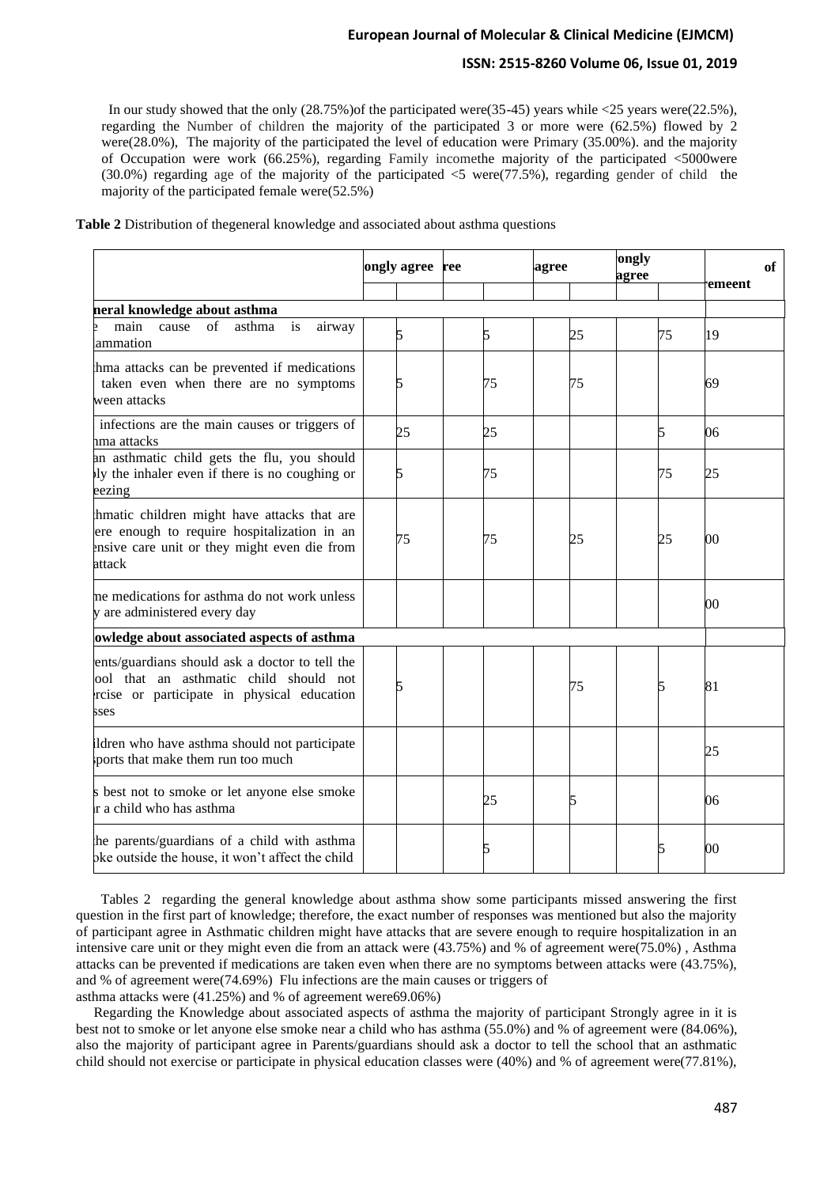In our study showed that the only (28.75%)of the participated were(35-45) years while <25 years were(22.5%), regarding the Number of children the majority of the participated 3 or more were (62.5%) flowed by 2 were(28.0%), The majority of the participated the level of education were Primary (35.00%). and the majority of Occupation were work (66.25%), regarding Family incomethe majority of the participated <5000were (30.0%) regarding age of the majority of the participated <5 were(77.5%), regarding gender of child the majority of the participated female were(52.5%)

**Table 2** Distribution of thegeneral knowledge and associated about asthma questions

| | ongly agree | | ree | | agree | | ongly agree | | of emeent |
|---|---|---|---|---|---|---|---|---|---|
| **neral knowledge about asthma** | | | | | | | | | |
| e main cause of asthma is airway ammation | | 5 | | 5 | | 25 | | 75 | 19 |
| hma attacks can be prevented if medications taken even when there are no symptoms ween attacks | | 5 | | 75 | | 75 | | | 69 |
| infections are the main causes or triggers of hma attacks | | 25 | | 25 | | | | 5 | 06 |
| an asthmatic child gets the flu, you should ly the inhaler even if there is no coughing or eezing | | 5 | | 75 | | | | 75 | 25 |
| hmatic children might have attacks that are ere enough to require hospitalization in an ensive care unit or they might even die from attack | | 75 | | 75 | | 25 | | 25 | 00 |
| ne medications for asthma do not work unless y are administered every day | | | | | | | | | 00 |
| **owledge about associated aspects of asthma** | | | | | | | | | |
| ents/guardians should ask a doctor to tell the ool that an asthmatic child should not rcise or participate in physical education sses | | 5 | | | | 75 | | 5 | 81 |
| ildren who have asthma should not participate sports that make them run too much | | | | | | | | | 25 |
| s best not to smoke or let anyone else smoke r a child who has asthma | | | | 25 | | 5 | | | 06 |
| he parents/guardians of a child with asthma oke outside the house, it won't affect the child | | | | 5 | | | | 5 | 00 |

Tables 2 regarding the general knowledge about asthma show some participants missed answering the first question in the first part of knowledge; therefore, the exact number of responses was mentioned but also the majority of participant agree in Asthmatic children might have attacks that are severe enough to require hospitalization in an intensive care unit or they might even die from an attack were (43.75%) and % of agreement were(75.0%) , Asthma attacks can be prevented if medications are taken even when there are no symptoms between attacks were (43.75%), and % of agreement were(74.69%) Flu infections are the main causes or triggers of asthma attacks were (41.25%) and % of agreement were69.06%)

Regarding the Knowledge about associated aspects of asthma the majority of participant Strongly agree in it is best not to smoke or let anyone else smoke near a child who has asthma (55.0%) and % of agreement were (84.06%), also the majority of participant agree in Parents/guardians should ask a doctor to tell the school that an asthmatic child should not exercise or participate in physical education classes were (40%) and % of agreement were(77.81%),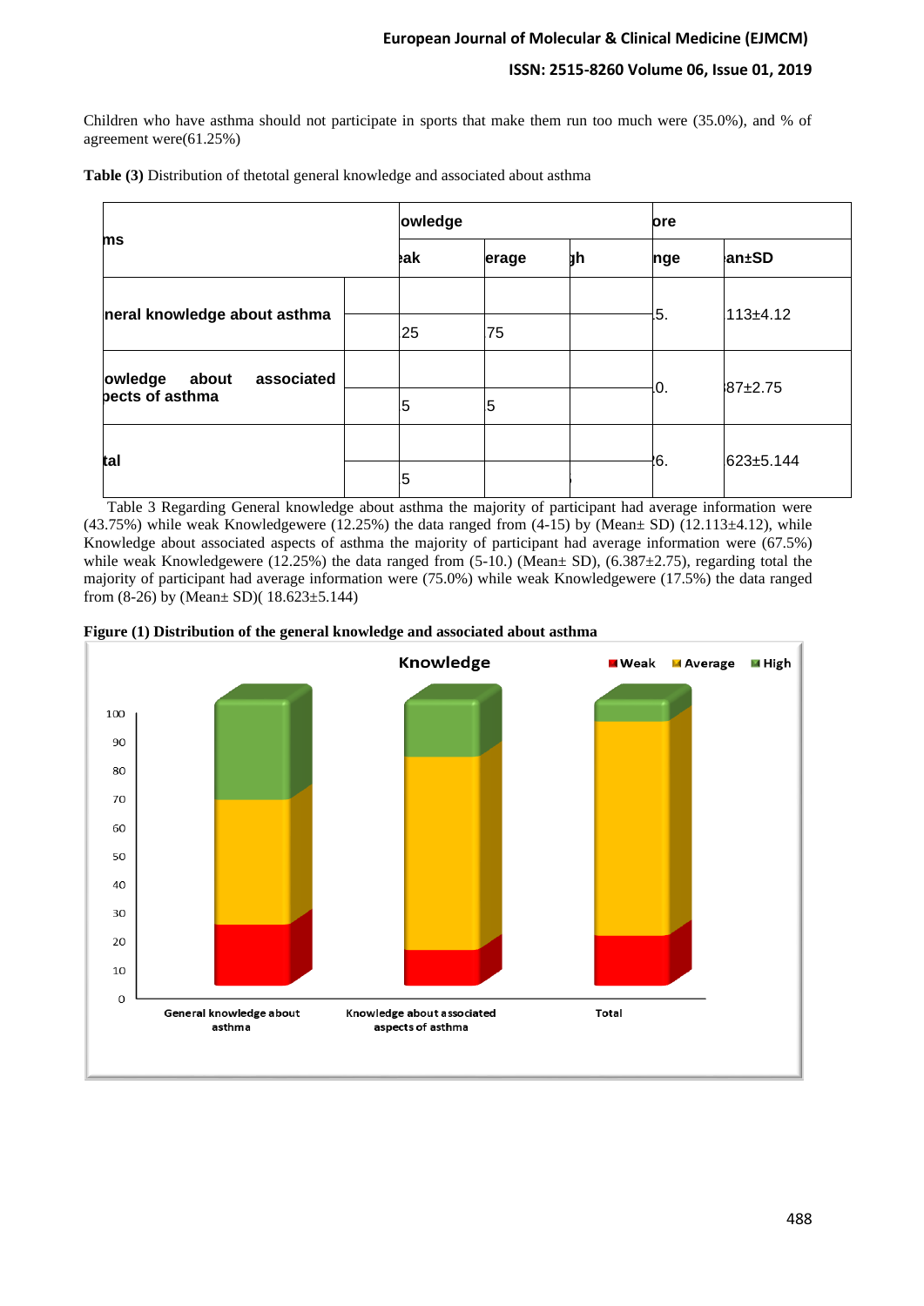Children who have asthma should not participate in sports that make them run too much were (35.0%), and % of agreement were(61.25%)

**Table (3)** Distribution of thetotal general knowledge and associated about asthma

| ms | | owledge | | | ore | |
|---|---|---|---|---|---|---|
| | | eak | erage | gh | nge | an±SD |
| neral knowledge about asthma | | | | | 5. | 113±4.12 |
| | | 25 | 75 | | | |
| owledge about associated pects of asthma | | | | | 0. | 87±2.75 |
| | | 5 | 5 | | | |
| tal | | | | | 6. | 623±5.144 |
| | | 5 | | | | |

Table 3 Regarding General knowledge about asthma the majority of participant had average information were (43.75%) while weak Knowledgewere (12.25%) the data ranged from (4-15) by (Mean± SD) (12.113±4.12), while Knowledge about associated aspects of asthma the majority of participant had average information were (67.5%) while weak Knowledgewere (12.25%) the data ranged from (5-10.) (Mean± SD), (6.387±2.75), regarding total the majority of participant had average information were (75.0%) while weak Knowledgewere (17.5%) the data ranged from (8-26) by (Mean± SD)( 18.623±5.144)

**Figure (1) Distribution of the general knowledge and associated about asthma**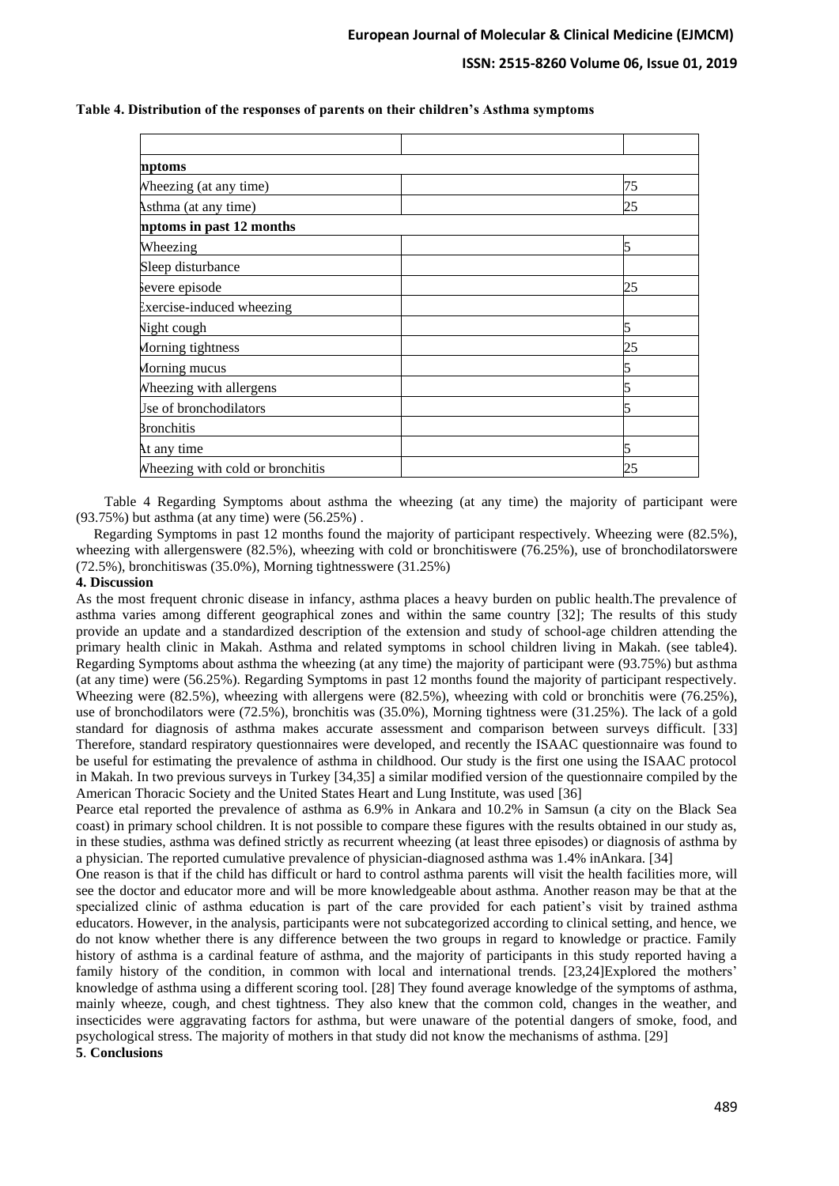**Table 4. Distribution of the responses of parents on their children's Asthma symptoms**

| | | |
|---|---|---|
| **nptoms** | | |
| Vheezing (at any time) | | 75 |
| Asthma (at any time) | | 25 |
| **nptoms in past 12 months** | | |
| Wheezing | | 5 |
| Sleep disturbance | | |
| Severe episode | | 25 |
| Exercise-induced wheezing | | |
| Night cough | | 5 |
| Morning tightness | | 25 |
| Morning mucus | | 5 |
| Wheezing with allergens | | 5 |
| Use of bronchodilators | | 5 |
| Bronchitis | | |
| At any time | | 5 |
| Wheezing with cold or bronchitis | | 25 |

Table 4 Regarding Symptoms about asthma the wheezing (at any time) the majority of participant were (93.75%) but asthma (at any time) were (56.25%) .

Regarding Symptoms in past 12 months found the majority of participant respectively. Wheezing were (82.5%), wheezing with allergenswere (82.5%), wheezing with cold or bronchitiswere (76.25%), use of bronchodilatorswere (72.5%), bronchitiswas (35.0%), Morning tightnesswere (31.25%)

## 4. Discussion

As the most frequent chronic disease in infancy, asthma places a heavy burden on public health.The prevalence of asthma varies among different geographical zones and within the same country [32]; The results of this study provide an update and a standardized description of the extension and study of school-age children attending the primary health clinic in Makah. Asthma and related symptoms in school children living in Makah. (see table4). Regarding Symptoms about asthma the wheezing (at any time) the majority of participant were (93.75%) but asthma (at any time) were (56.25%). Regarding Symptoms in past 12 months found the majority of participant respectively. Wheezing were (82.5%), wheezing with allergens were (82.5%), wheezing with cold or bronchitis were (76.25%), use of bronchodilators were (72.5%), bronchitis was (35.0%), Morning tightness were (31.25%). The lack of a gold standard for diagnosis of asthma makes accurate assessment and comparison between surveys difficult. [33] Therefore, standard respiratory questionnaires were developed, and recently the ISAAC questionnaire was found to be useful for estimating the prevalence of asthma in childhood. Our study is the first one using the ISAAC protocol in Makah. In two previous surveys in Turkey [34,35] a similar modified version of the questionnaire compiled by the American Thoracic Society and the United States Heart and Lung Institute, was used [36]

Pearce etal reported the prevalence of asthma as 6.9% in Ankara and 10.2% in Samsun (a city on the Black Sea coast) in primary school children. It is not possible to compare these figures with the results obtained in our study as, in these studies, asthma was defined strictly as recurrent wheezing (at least three episodes) or diagnosis of asthma by a physician. The reported cumulative prevalence of physician-diagnosed asthma was 1.4% inAnkara. [34]

One reason is that if the child has difficult or hard to control asthma parents will visit the health facilities more, will see the doctor and educator more and will be more knowledgeable about asthma. Another reason may be that at the specialized clinic of asthma education is part of the care provided for each patient's visit by trained asthma educators. However, in the analysis, participants were not subcategorized according to clinical setting, and hence, we do not know whether there is any difference between the two groups in regard to knowledge or practice. Family history of asthma is a cardinal feature of asthma, and the majority of participants in this study reported having a family history of the condition, in common with local and international trends. [23,24]Explored the mothers' knowledge of asthma using a different scoring tool. [28] They found average knowledge of the symptoms of asthma, mainly wheeze, cough, and chest tightness. They also knew that the common cold, changes in the weather, and insecticides were aggravating factors for asthma, but were unaware of the potential dangers of smoke, food, and psychological stress. The majority of mothers in that study did not know the mechanisms of asthma. [29]

## 5. Conclusions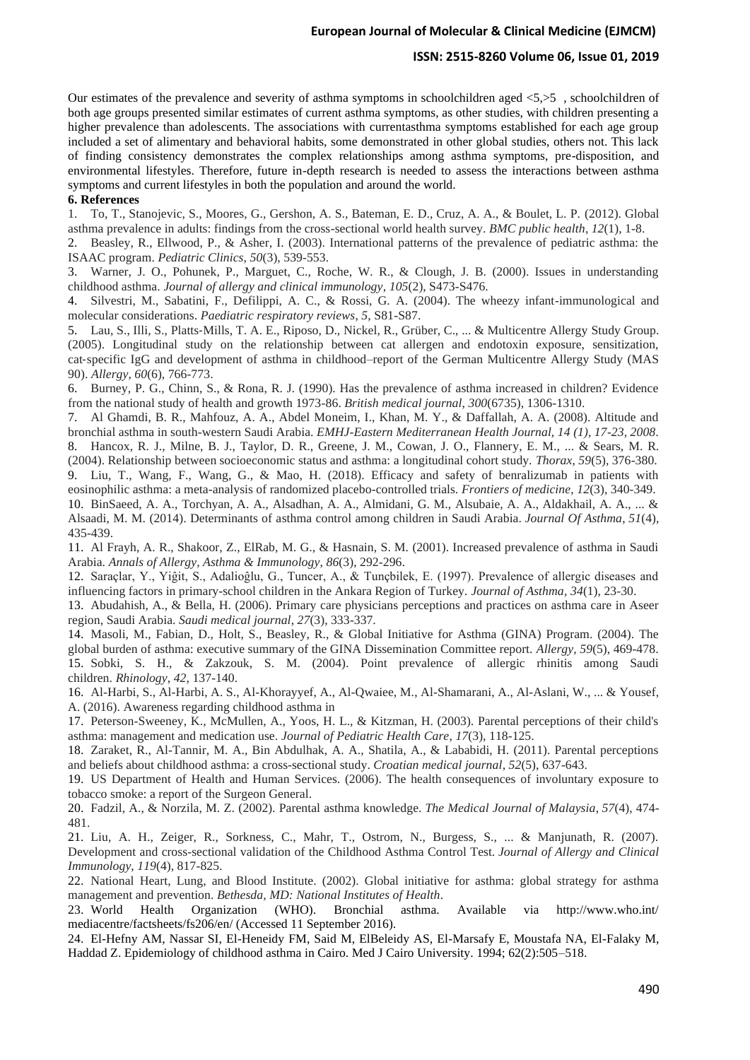Our estimates of the prevalence and severity of asthma symptoms in schoolchildren aged <5,>5 , schoolchildren of both age groups presented similar estimates of current asthma symptoms, as other studies, with children presenting a higher prevalence than adolescents. The associations with currentasthma symptoms established for each age group included a set of alimentary and behavioral habits, some demonstrated in other global studies, others not. This lack of finding consistency demonstrates the complex relationships among asthma symptoms, pre-disposition, and environmental lifestyles. Therefore, future in-depth research is needed to assess the interactions between asthma symptoms and current lifestyles in both the population and around the world.

**6. References**

1. To, T., Stanojevic, S., Moores, G., Gershon, A. S., Bateman, E. D., Cruz, A. A., & Boulet, L. P. (2012). Global asthma prevalence in adults: findings from the cross-sectional world health survey. *BMC public health*, *12*(1), 1-8.
2. Beasley, R., Ellwood, P., & Asher, I. (2003). International patterns of the prevalence of pediatric asthma: the ISAAC program. *Pediatric Clinics*, *50*(3), 539-553.
3. Warner, J. O., Pohunek, P., Marguet, C., Roche, W. R., & Clough, J. B. (2000). Issues in understanding childhood asthma. *Journal of allergy and clinical immunology*, *105*(2), S473-S476.
4. Silvestri, M., Sabatini, F., Defilippi, A. C., & Rossi, G. A. (2004). The wheezy infant-immunological and molecular considerations. *Paediatric respiratory reviews*, *5*, S81-S87.
5. Lau, S., Illi, S., Platts‐Mills, T. A. E., Riposo, D., Nickel, R., Grüber, C., ... & Multicentre Allergy Study Group. (2005). Longitudinal study on the relationship between cat allergen and endotoxin exposure, sensitization, cat‐specific IgG and development of asthma in childhood–report of the German Multicentre Allergy Study (MAS 90). *Allergy*, *60*(6), 766-773.
6. Burney, P. G., Chinn, S., & Rona, R. J. (1990). Has the prevalence of asthma increased in children? Evidence from the national study of health and growth 1973-86. *British medical journal*, *300*(6735), 1306-1310.
7. Al Ghamdi, B. R., Mahfouz, A. A., Abdel Moneim, I., Khan, M. Y., & Daffallah, A. A. (2008). Altitude and bronchial asthma in south-western Saudi Arabia. *EMHJ-Eastern Mediterranean Health Journal, 14 (1), 17-23, 2008*.
8. Hancox, R. J., Milne, B. J., Taylor, D. R., Greene, J. M., Cowan, J. O., Flannery, E. M., ... & Sears, M. R. (2004). Relationship between socioeconomic status and asthma: a longitudinal cohort study. *Thorax*, *59*(5), 376-380.
9. Liu, T., Wang, F., Wang, G., & Mao, H. (2018). Efficacy and safety of benralizumab in patients with eosinophilic asthma: a meta-analysis of randomized placebo-controlled trials. *Frontiers of medicine*, *12*(3), 340-349.
10. BinSaeed, A. A., Torchyan, A. A., Alsadhan, A. A., Almidani, G. M., Alsubaie, A. A., Aldakhail, A. A., ... & Alsaadi, M. M. (2014). Determinants of asthma control among children in Saudi Arabia. *Journal Of Asthma*, *51*(4), 435-439.
11. Al Frayh, A. R., Shakoor, Z., ElRab, M. G., & Hasnain, S. M. (2001). Increased prevalence of asthma in Saudi Arabia. *Annals of Allergy, Asthma & Immunology*, *86*(3), 292-296.
12. Saraçlar, Y., Yiĝit, S., Adalioĝlu, G., Tuncer, A., & Tunçbilek, E. (1997). Prevalence of allergic diseases and influencing factors in primary-school children in the Ankara Region of Turkey. *Journal of Asthma*, *34*(1), 23-30.
13. Abudahish, A., & Bella, H. (2006). Primary care physicians perceptions and practices on asthma care in Aseer region, Saudi Arabia. *Saudi medical journal*, *27*(3), 333-337.
14. Masoli, M., Fabian, D., Holt, S., Beasley, R., & Global Initiative for Asthma (GINA) Program. (2004). The global burden of asthma: executive summary of the GINA Dissemination Committee report. *Allergy*, *59*(5), 469-478.
15. Sobki, S. H., & Zakzouk, S. M. (2004). Point prevalence of allergic rhinitis among Saudi children. *Rhinology*, *42*, 137-140.
16. Al-Harbi, S., Al-Harbi, A. S., Al-Khorayyef, A., Al-Qwaiee, M., Al-Shamarani, A., Al-Aslani, W., ... & Yousef, A. (2016). Awareness regarding childhood asthma in
17. Peterson-Sweeney, K., McMullen, A., Yoos, H. L., & Kitzman, H. (2003). Parental perceptions of their child's asthma: management and medication use. *Journal of Pediatric Health Care*, *17*(3), 118-125.
18. Zaraket, R., Al-Tannir, M. A., Bin Abdulhak, A. A., Shatila, A., & Lababidi, H. (2011). Parental perceptions and beliefs about childhood asthma: a cross-sectional study. *Croatian medical journal*, *52*(5), 637-643.
19. US Department of Health and Human Services. (2006). The health consequences of involuntary exposure to tobacco smoke: a report of the Surgeon General.
20. Fadzil, A., & Norzila, M. Z. (2002). Parental asthma knowledge. *The Medical Journal of Malaysia*, *57*(4), 474-481.
21. Liu, A. H., Zeiger, R., Sorkness, C., Mahr, T., Ostrom, N., Burgess, S., ... & Manjunath, R. (2007). Development and cross-sectional validation of the Childhood Asthma Control Test. *Journal of Allergy and Clinical Immunology*, *119*(4), 817-825.
22. National Heart, Lung, and Blood Institute. (2002). Global initiative for asthma: global strategy for asthma management and prevention. *Bethesda, MD: National Institutes of Health*.
23. World Health Organization (WHO). Bronchial asthma. Available via http://www.who.int/ mediacentre/factsheets/fs206/en/ (Accessed 11 September 2016).
24. El-Hefny AM, Nassar SI, El-Heneidy FM, Said M, ElBeleidy AS, El-Marsafy E, Moustafa NA, El-Falaky M, Haddad Z. Epidemiology of childhood asthma in Cairo. Med J Cairo University. 1994; 62(2):505–518.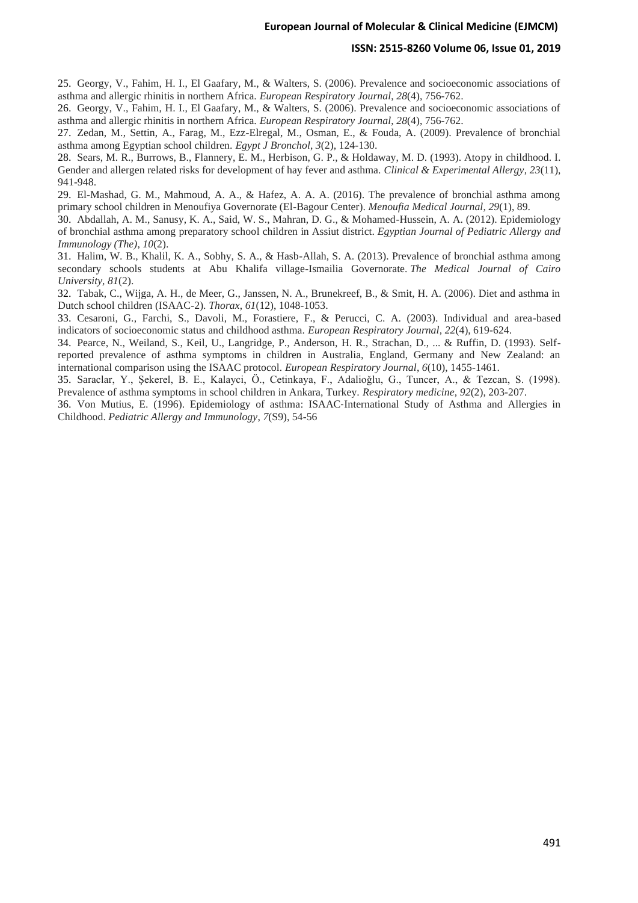25. Georgy, V., Fahim, H. I., El Gaafary, M., & Walters, S. (2006). Prevalence and socioeconomic associations of asthma and allergic rhinitis in northern Africa. *European Respiratory Journal*, *28*(4), 756-762.

26. Georgy, V., Fahim, H. I., El Gaafary, M., & Walters, S. (2006). Prevalence and socioeconomic associations of asthma and allergic rhinitis in northern Africa. *European Respiratory Journal*, *28*(4), 756-762.

27. Zedan, M., Settin, A., Farag, M., Ezz-Elregal, M., Osman, E., & Fouda, A. (2009). Prevalence of bronchial asthma among Egyptian school children. *Egypt J Bronchol*, *3*(2), 124-130.

28. Sears, M. R., Burrows, B., Flannery, E. M., Herbison, G. P., & Holdaway, M. D. (1993). Atopy in childhood. I. Gender and allergen related risks for development of hay fever and asthma. *Clinical & Experimental Allergy*, *23*(11), 941-948.

29. El-Mashad, G. M., Mahmoud, A. A., & Hafez, A. A. A. (2016). The prevalence of bronchial asthma among primary school children in Menoufiya Governorate (El-Bagour Center). *Menoufia Medical Journal*, *29*(1), 89.

30. Abdallah, A. M., Sanusy, K. A., Said, W. S., Mahran, D. G., & Mohamed-Hussein, A. A. (2012). Epidemiology of bronchial asthma among preparatory school children in Assiut district. *Egyptian Journal of Pediatric Allergy and Immunology (The)*, *10*(2).

31. Halim, W. B., Khalil, K. A., Sobhy, S. A., & Hasb-Allah, S. A. (2013). Prevalence of bronchial asthma among secondary schools students at Abu Khalifa village-Ismailia Governorate. *The Medical Journal of Cairo University*, *81*(2).

32. Tabak, C., Wijga, A. H., de Meer, G., Janssen, N. A., Brunekreef, B., & Smit, H. A. (2006). Diet and asthma in Dutch school children (ISAAC-2). *Thorax*, *61*(12), 1048-1053.

33. Cesaroni, G., Farchi, S., Davoli, M., Forastiere, F., & Perucci, C. A. (2003). Individual and area-based indicators of socioeconomic status and childhood asthma. *European Respiratory Journal*, *22*(4), 619-624.

34. Pearce, N., Weiland, S., Keil, U., Langridge, P., Anderson, H. R., Strachan, D., ... & Ruffin, D. (1993). Self-reported prevalence of asthma symptoms in children in Australia, England, Germany and New Zealand: an international comparison using the ISAAC protocol. *European Respiratory Journal*, *6*(10), 1455-1461.

35. Saraclar, Y., Şekerel, B. E., Kalayci, Ö., Cetinkaya, F., Adalioğlu, G., Tuncer, A., & Tezcan, S. (1998). Prevalence of asthma symptoms in school children in Ankara, Turkey. *Respiratory medicine*, *92*(2), 203-207.

36. Von Mutius, E. (1996). Epidemiology of asthma: ISAAC‐International Study of Asthma and Allergies in Childhood. *Pediatric Allergy and Immunology*, *7*(S9), 54-56